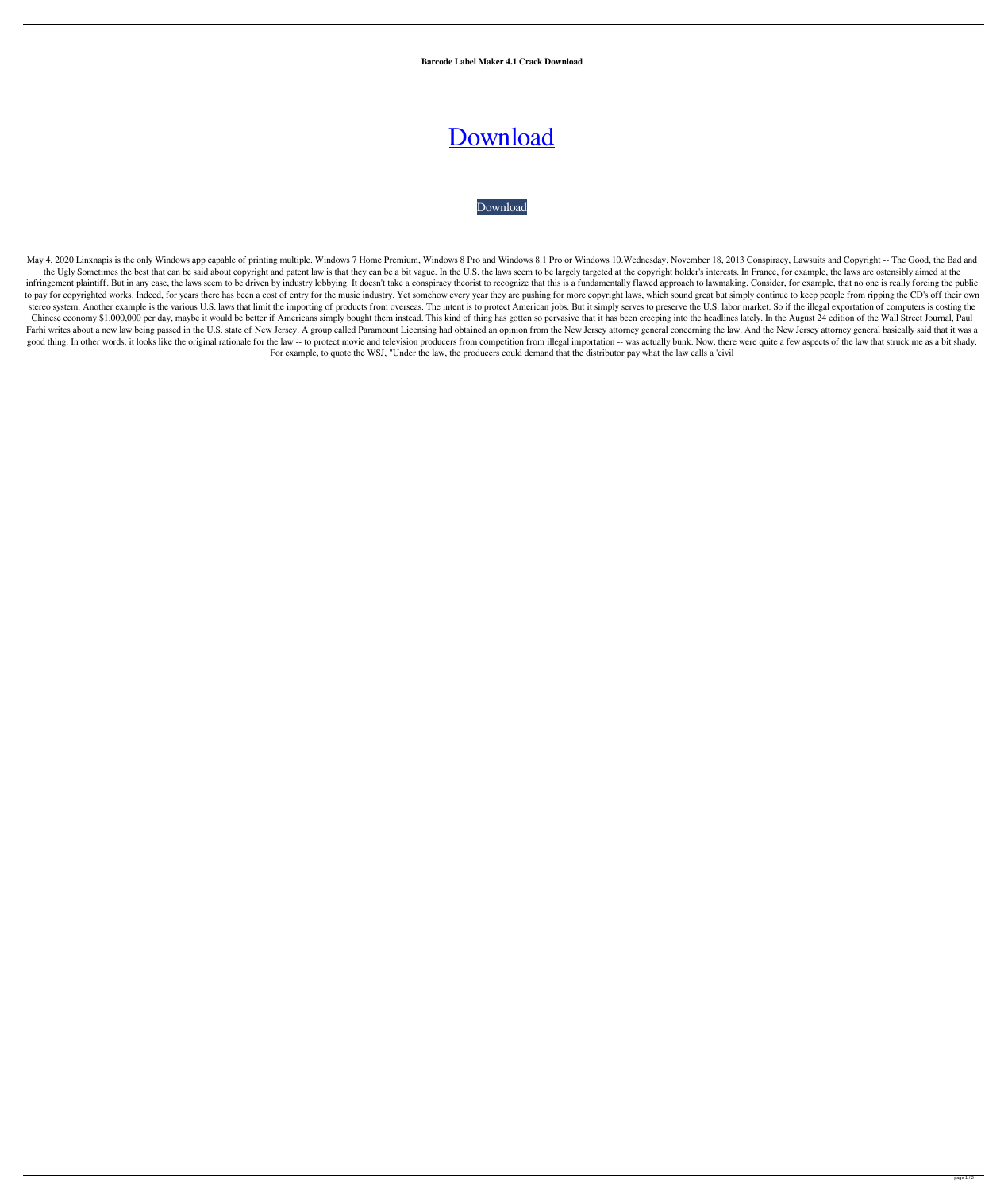**Barcode Label Maker 4.1 Crack Download**

# Download

Download

May 4, 2020 Linxnapis is the only Windows app capable of printing multiple. Windows 7 Home Premium, Windows 8 Pro and Windows 8.1 Pro or Windows 10.Wednesday, November 18, 2013 Conspiracy, Lawsuits and Copyright -- The Good, the Bad and the Ugly Sometimes the best that can be said about copyright and patent law is that they can be a bit vague. In the U.S. the laws seem to be largely targeted at the copyright holder's interests. In France, for example, the laws are ostensibly aimed at the infringement plaintiff. But in any case, the laws seem to be driven by industry lobbying. It doesn't take a conspiracy theorist to recognize that this is a fundamentally flawed approach to lawmaking. Consider, for example, that no one is really forcing the public to pay for copyrighted works. Indeed, for years there has been a cost of entry for the music industry. Yet somehow every year they are pushing for more copyright laws, which sound great but simply continue to keep people from ripping the CD's off their own stereo system. Another example is the various U.S. laws that limit the importing of products from overseas. The intent is to protect American jobs. But it simply serves to preserve the U.S. labor market. So if the illegal exportation of computers is costing the Chinese economy $1,000,000 per day, maybe it would be better if Americans simply bought them instead. This kind of thing has gotten so pervasive that it has been creeping into the headlines lately. In the August 24 edition of the Wall Street Journal, Paul Farhi writes about a new law being passed in the U.S. state of New Jersey. A group called Paramount Licensing had obtained an opinion from the New Jersey attorney general concerning the law. And the New Jersey attorney general basically said that it was a good thing. In other words, it looks like the original rationale for the law -- to protect movie and television producers from competition from illegal importation -- was actually bunk. Now, there were quite a few aspects of the law that struck me as a bit shady. For example, to quote the WSJ, "Under the law, the producers could demand that the distributor pay what the law calls a 'civil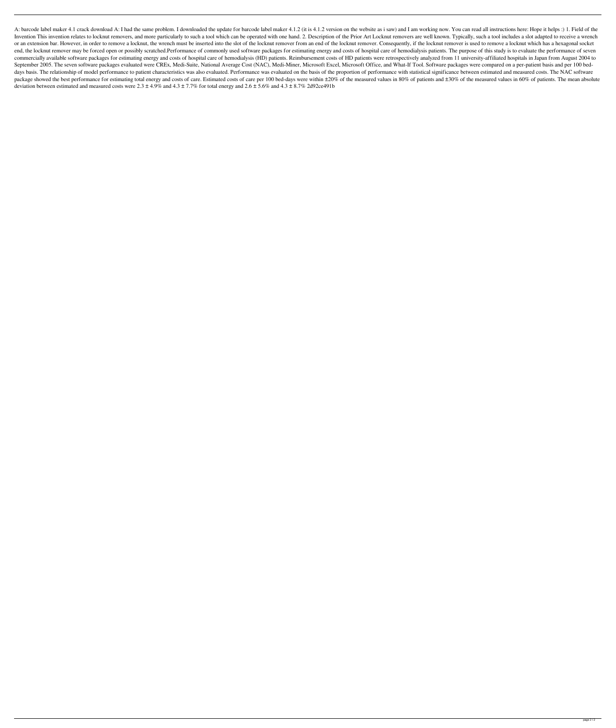A: barcode label maker 4.1 crack download A: I had the same problem. I downloaded the update for barcode label maker 4.1.2 (it is 4.1.2 version on the website as i saw) and I am working now. You can read all instructions here: Hope it helps :) 1. Field of the Invention This invention relates to locknut removers, and more particularly to such a tool which can be operated with one hand. 2. Description of the Prior Art Locknut removers are well known. Typically, such a tool includes a slot adapted to receive a wrench or an extension bar. However, in order to remove a locknut, the wrench must be inserted into the slot of the locknut remover from an end of the locknut remover. Consequently, if the locknut remover is used to remove a locknut which has a hexagonal socket end, the locknut remover may be forced open or possibly scratched.Performance of commonly used software packages for estimating energy and costs of hospital care of hemodialysis patients. The purpose of this study is to evaluate the performance of seven commercially available software packages for estimating energy and costs of hospital care of hemodialysis (HD) patients. Reimbursement costs of HD patients were retrospectively analyzed from 11 university-affiliated hospitals in Japan from August 2004 to September 2005. The seven software packages evaluated were CREx, Medi-Suite, National Average Cost (NAC), Medi-Miner, Microsoft Excel, Microsoft Office, and What-If Tool. Software packages were compared on a per-patient basis and per 100 bed-days basis. The relationship of model performance to patient characteristics was also evaluated. Performance was evaluated on the basis of the proportion of performance with statistical significance between estimated and measured costs. The NAC software package showed the best performance for estimating total energy and costs of care. Estimated costs of care per 100 bed-days were within ±20% of the measured values in 80% of patients and ±30% of the measured values in 60% of patients. The mean absolute deviation between estimated and measured costs were $2.3 \pm 4.9\%$ and $4.3 \pm 7.7\%$ for total energy and $2.6 \pm 5.6\%$ and $4.3 \pm 8.7\%$ 2d92ce491b